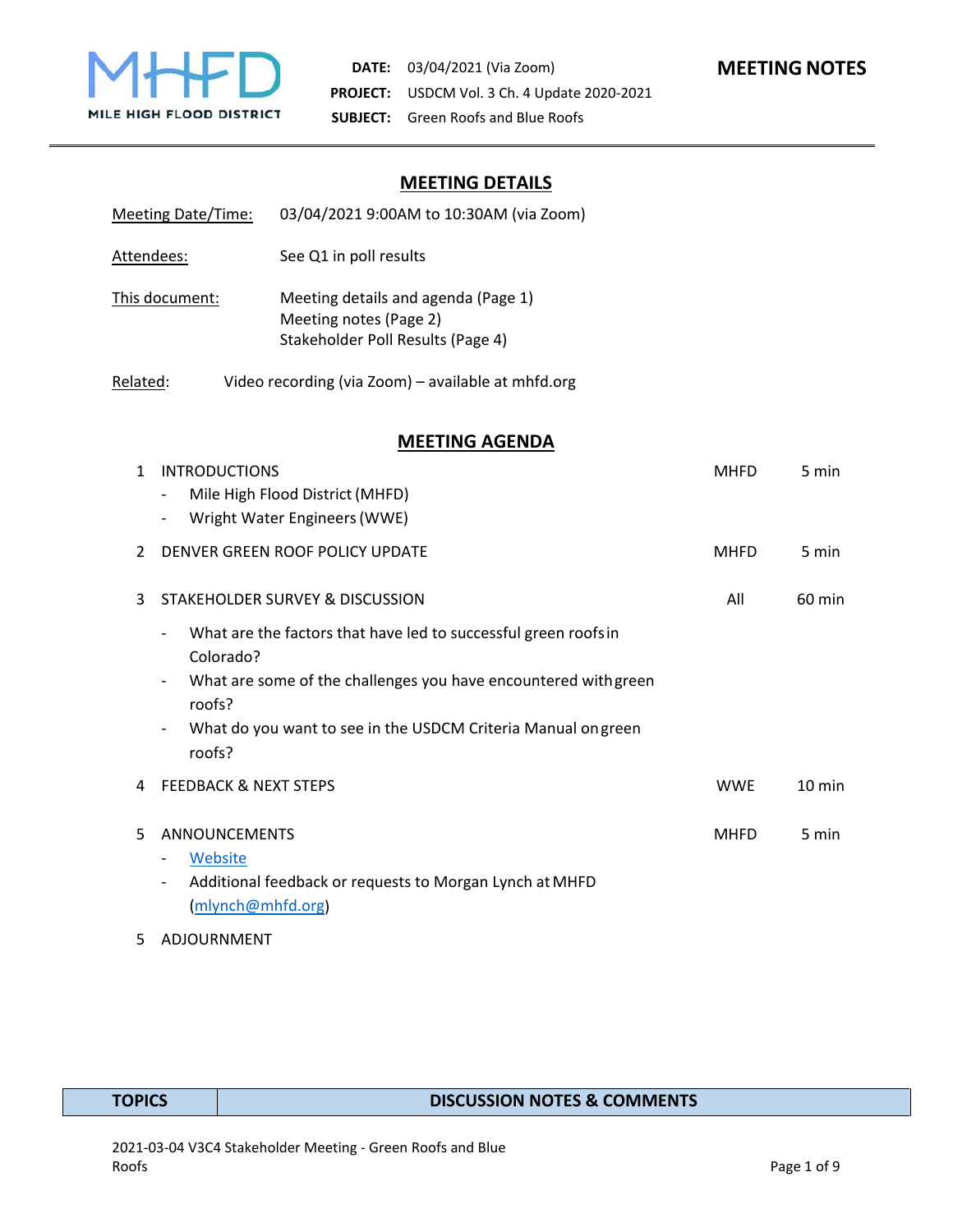MILE HIGH FLOOD DISTRICT

**DATE:** 03/04/2021 (Via Zoom)
**PROJECT:** USDCM Vol. 3 Ch. 4 Update 2020-2021
**SUBJECT:** Green Roofs and Blue Roofs

# MEETING NOTES

## MEETING DETAILS

Meeting Date/Time: 03/04/2021 9:00AM to 10:30AM (via Zoom)

Attendees: See Q1 in poll results

This document: Meeting details and agenda (Page 1)
Meeting notes (Page 2)
Stakeholder Poll Results (Page 4)

Related: Video recording (via Zoom) – available at mhfd.org

## MEETING AGENDA

| | | | |
|---|---|---|---|
| 1 | INTRODUCTIONS<br>- Mile High Flood District (MHFD)<br>- Wright Water Engineers (WWE) | MHFD | 5 min |
| 2 | DENVER GREEN ROOF POLICY UPDATE | MHFD | 5 min |
| 3 | STAKEHOLDER SURVEY & DISCUSSION<br>- What are the factors that have led to successful green roofs in Colorado?<br>- What are some of the challenges you have encountered with green roofs?<br>- What do you want to see in the USDCM Criteria Manual on green roofs? | All | 60 min |
| 4 | FEEDBACK & NEXT STEPS | WWE | 10 min |
| 5 | ANNOUNCEMENTS<br>- Website<br>- Additional feedback or requests to Morgan Lynch at MHFD (mlynch@mhfd.org) | MHFD | 5 min |
| 5 | ADJOURNMENT | | |

| TOPICS | DISCUSSION NOTES & COMMENTS |
|---|---|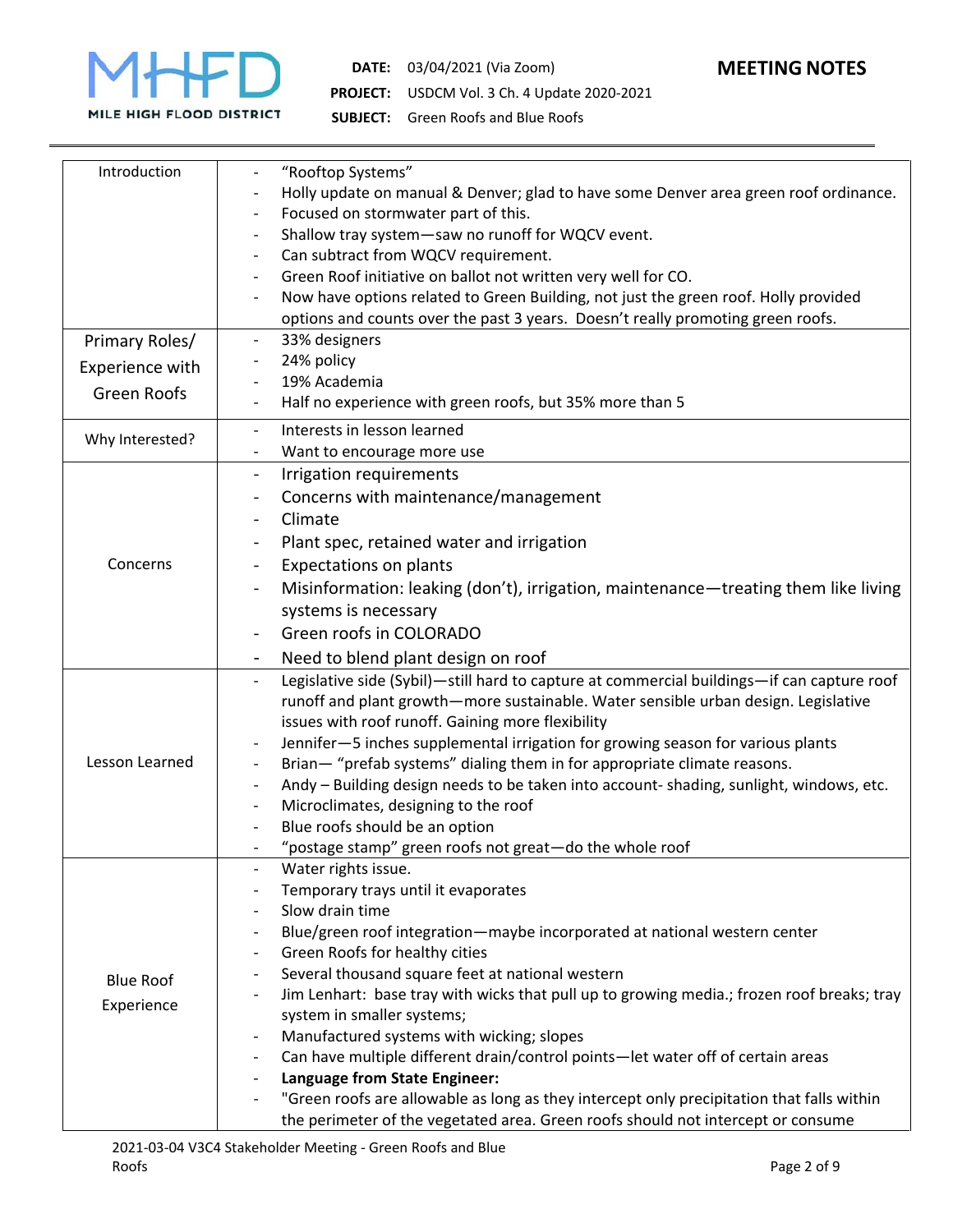| | |
|---|---|
| | |
| Introduction | - "Rooftop Systems"<br>- Holly update on manual & Denver; glad to have some Denver area green roof ordinance.<br>- Focused on stormwater part of this.<br>- Shallow tray system—saw no runoff for WQCV event.<br>- Can subtract from WQCV requirement.<br>- Green Roof initiative on ballot not written very well for CO.<br>- Now have options related to Green Building, not just the green roof. Holly provided options and counts over the past 3 years. Doesn't really promoting green roofs. |
| Primary Roles/ Experience with Green Roofs | - 33% designers<br>- 24% policy<br>- 19% Academia<br>- Half no experience with green roofs, but 35% more than 5 |
| Why Interested? | - Interests in lesson learned<br>- Want to encourage more use |
| Concerns | - Irrigation requirements<br>- Concerns with maintenance/management<br>- Climate<br>- Plant spec, retained water and irrigation<br>- Expectations on plants<br>- Misinformation: leaking (don't), irrigation, maintenance—treating them like living systems is necessary<br>- Green roofs in COLORADO<br>- Need to blend plant design on roof |
| Lesson Learned | - Legislative side (Sybil)—still hard to capture at commercial buildings—if can capture roof runoff and plant growth—more sustainable. Water sensible urban design. Legislative issues with roof runoff. Gaining more flexibility<br>- Jennifer—5 inches supplemental irrigation for growing season for various plants<br>- Brian— "prefab systems" dialing them in for appropriate climate reasons.<br>- Andy – Building design needs to be taken into account- shading, sunlight, windows, etc.<br>- Microclimates, designing to the roof<br>- Blue roofs should be an option<br>- "postage stamp" green roofs not great—do the whole roof |
| Blue Roof Experience | - Water rights issue.<br>- Temporary trays until it evaporates<br>- Slow drain time<br>- Blue/green roof integration—maybe incorporated at national western center<br>- Green Roofs for healthy cities<br>- Several thousand square feet at national western<br>- Jim Lenhart: base tray with wicks that pull up to growing media.; frozen roof breaks; tray system in smaller systems;<br>- Manufactured systems with wicking; slopes<br>- Can have multiple different drain/control points—let water off of certain areas<br>- **Language from State Engineer:**<br>- "Green roofs are allowable as long as they intercept only precipitation that falls within the perimeter of the vegetated area. Green roofs should not intercept or consume |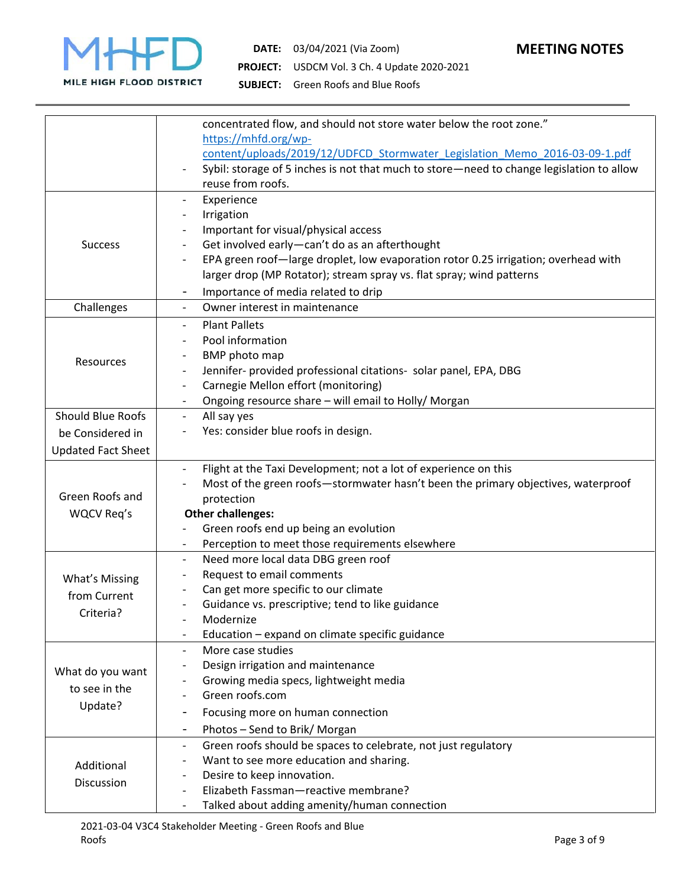| | |
|---|---|
| | concentrated flow, and should not store water below the root zone." https://mhfd.org/wp-content/uploads/2019/12/UDFCD_Stormwater_Legislation_Memo_2016-03-09-1.pdf<br>- Sybil: storage of 5 inches is not that much to store—need to change legislation to allow reuse from roofs. |
| Success | - Experience<br>- Irrigation<br>- Important for visual/physical access<br>- Get involved early—can't do as an afterthought<br>- EPA green roof—large droplet, low evaporation rotor 0.25 irrigation; overhead with larger drop (MP Rotator); stream spray vs. flat spray; wind patterns<br>- Importance of media related to drip |
| Challenges | - Owner interest in maintenance |
| Resources | - Plant Pallets<br>- Pool information<br>- BMP photo map<br>- Jennifer- provided professional citations- solar panel, EPA, DBG<br>- Carnegie Mellon effort (monitoring)<br>- Ongoing resource share – will email to Holly/ Morgan |
| Should Blue Roofs be Considered in Updated Fact Sheet | - All say yes<br>- Yes: consider blue roofs in design. |
| Green Roofs and WQCV Req's | - Flight at the Taxi Development; not a lot of experience on this<br>- Most of the green roofs—stormwater hasn't been the primary objectives, waterproof protection<br>**Other challenges:**<br>- Green roofs end up being an evolution<br>- Perception to meet those requirements elsewhere |
| What's Missing from Current Criteria? | - Need more local data DBG green roof<br>- Request to email comments<br>- Can get more specific to our climate<br>- Guidance vs. prescriptive; tend to like guidance<br>- Modernize<br>- Education – expand on climate specific guidance |
| What do you want to see in the Update? | - More case studies<br>- Design irrigation and maintenance<br>- Growing media specs, lightweight media<br>- Green roofs.com<br>- Focusing more on human connection<br>- Photos – Send to Brik/ Morgan |
| Additional Discussion | - Green roofs should be spaces to celebrate, not just regulatory<br>- Want to see more education and sharing.<br>- Desire to keep innovation.<br>- Elizabeth Fassman—reactive membrane?<br>- Talked about adding amenity/human connection |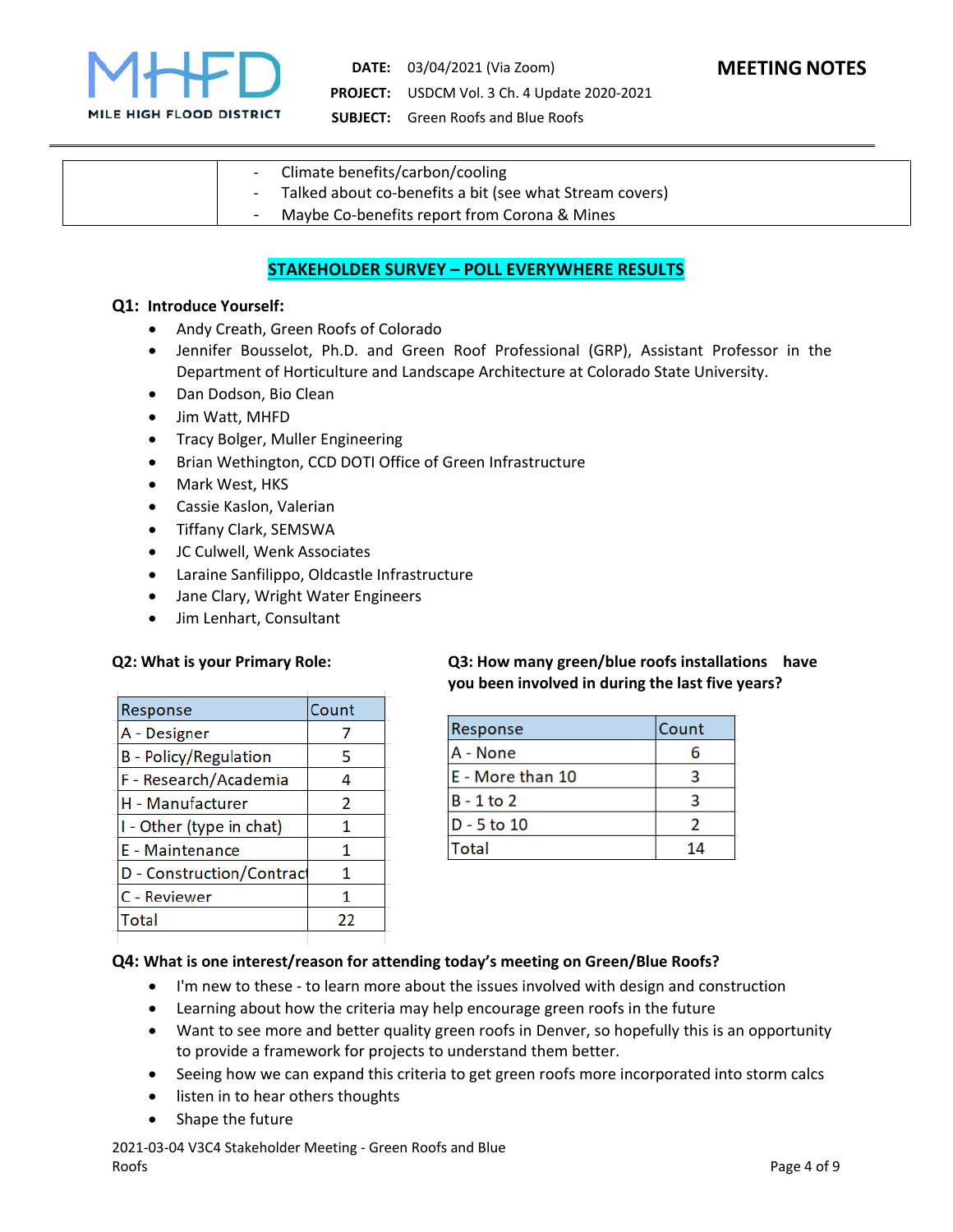| | - Climate benefits/carbon/cooling<br>- Talked about co-benefits a bit (see what Stream covers)<br>- Maybe Co-benefits report from Corona & Mines |
|---|---|

## STAKEHOLDER SURVEY – POLL EVERYWHERE RESULTS

**Q1: Introduce Yourself:**

- Andy Creath, Green Roofs of Colorado
- Jennifer Bousselot, Ph.D. and Green Roof Professional (GRP), Assistant Professor in the Department of Horticulture and Landscape Architecture at Colorado State University.
- Dan Dodson, Bio Clean
- Jim Watt, MHFD
- Tracy Bolger, Muller Engineering
- Brian Wethington, CCD DOTI Office of Green Infrastructure
- Mark West, HKS
- Cassie Kaslon, Valerian
- Tiffany Clark, SEMSWA
- JC Culwell, Wenk Associates
- Laraine Sanfilippo, Oldcastle Infrastructure
- Jane Clary, Wright Water Engineers
- Jim Lenhart, Consultant

**Q2: What is your Primary Role:**

| Response | Count |
|---|---|
| A - Designer | 7 |
| B - Policy/Regulation | 5 |
| F - Research/Academia | 4 |
| H - Manufacturer | 2 |
| I - Other (type in chat) | 1 |
| E - Maintenance | 1 |
| D - Construction/Contract | 1 |
| C - Reviewer | 1 |
| Total | 22 |

**Q3: How many green/blue roofs installations have you been involved in during the last five years?**

| Response | Count |
|---|---|
| A - None | 6 |
| E - More than 10 | 3 |
| B - 1 to 2 | 3 |
| D - 5 to 10 | 2 |
| Total | 14 |

**Q4: What is one interest/reason for attending today's meeting on Green/Blue Roofs?**

- I'm new to these - to learn more about the issues involved with design and construction
- Learning about how the criteria may help encourage green roofs in the future
- Want to see more and better quality green roofs in Denver, so hopefully this is an opportunity to provide a framework for projects to understand them better.
- Seeing how we can expand this criteria to get green roofs more incorporated into storm calcs
- listen in to hear others thoughts
- Shape the future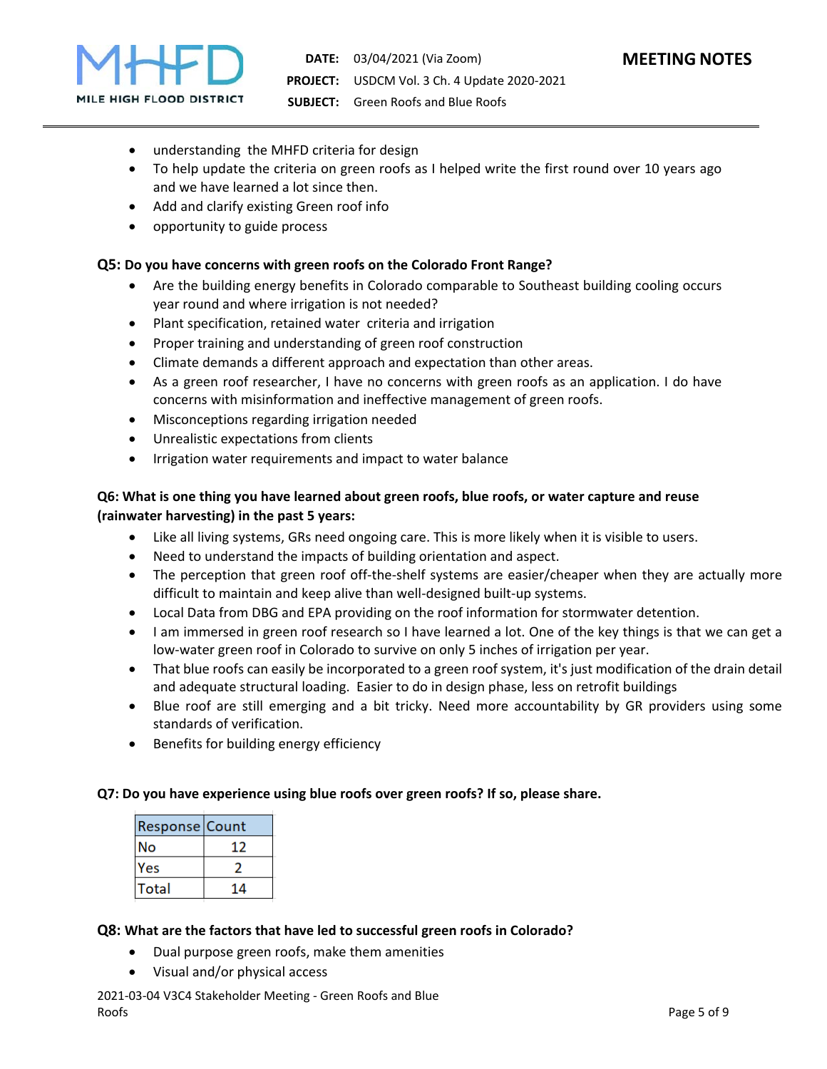- understanding  the MHFD criteria for design
- To help update the criteria on green roofs as I helped write the first round over 10 years ago and we have learned a lot since then.
- Add and clarify existing Green roof info
- opportunity to guide process

**Q5: Do you have concerns with green roofs on the Colorado Front Range?**

- Are the building energy benefits in Colorado comparable to Southeast building cooling occurs year round and where irrigation is not needed?
- Plant specification, retained water  criteria and irrigation
- Proper training and understanding of green roof construction
- Climate demands a different approach and expectation than other areas.
- As a green roof researcher, I have no concerns with green roofs as an application. I do have concerns with misinformation and ineffective management of green roofs.
- Misconceptions regarding irrigation needed
- Unrealistic expectations from clients
- Irrigation water requirements and impact to water balance

**Q6: What is one thing you have learned about green roofs, blue roofs, or water capture and reuse (rainwater harvesting) in the past 5 years:**

- Like all living systems, GRs need ongoing care. This is more likely when it is visible to users.
- Need to understand the impacts of building orientation and aspect.
- The perception that green roof off-the-shelf systems are easier/cheaper when they are actually more difficult to maintain and keep alive than well-designed built-up systems.
- Local Data from DBG and EPA providing on the roof information for stormwater detention.
- I am immersed in green roof research so I have learned a lot. One of the key things is that we can get a low-water green roof in Colorado to survive on only 5 inches of irrigation per year.
- That blue roofs can easily be incorporated to a green roof system, it's just modification of the drain detail and adequate structural loading.  Easier to do in design phase, less on retrofit buildings
- Blue roof are still emerging and a bit tricky. Need more accountability by GR providers using some standards of verification.
- Benefits for building energy efficiency

**Q7: Do you have experience using blue roofs over green roofs? If so, please share.**

| Response | Count |
|---|---|
| No | 12 |
| Yes | 2 |
| Total | 14 |

**Q8: What are the factors that have led to successful green roofs in Colorado?**

- Dual purpose green roofs, make them amenities
- Visual and/or physical access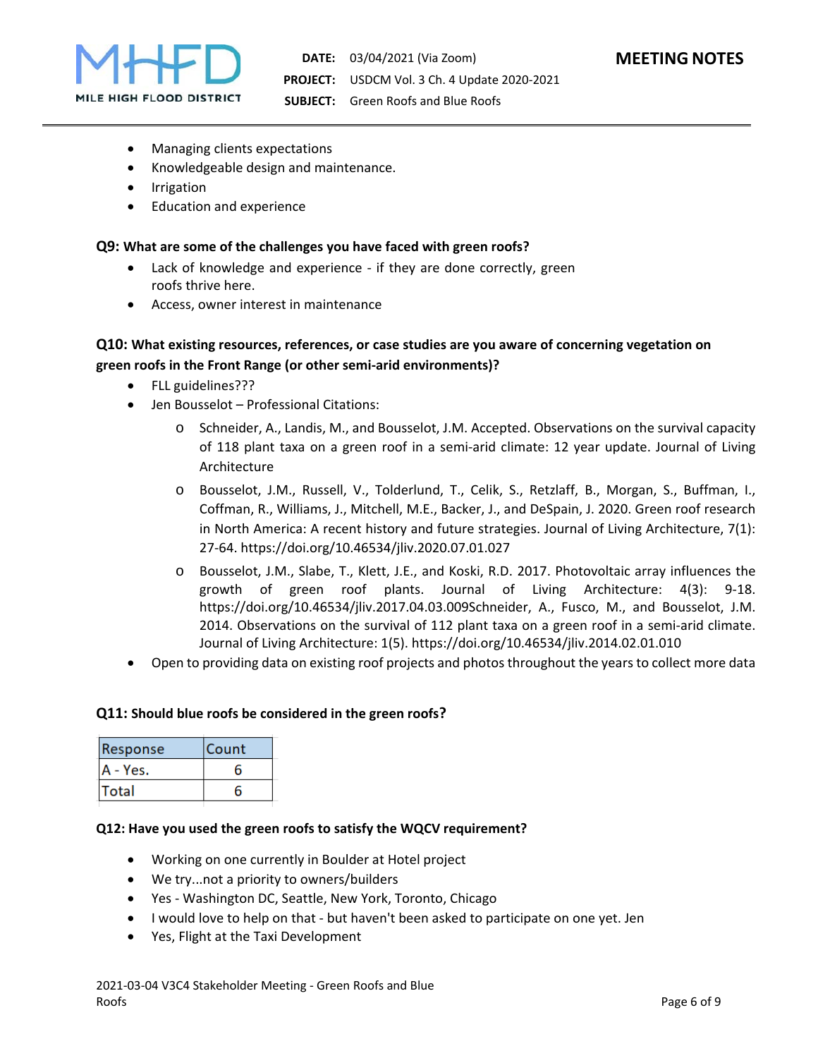- Managing clients expectations
- Knowledgeable design and maintenance.
- Irrigation
- Education and experience

**Q9: What are some of the challenges you have faced with green roofs?**

- Lack of knowledge and experience - if they are done correctly, green roofs thrive here.
- Access, owner interest in maintenance

**Q10: What existing resources, references, or case studies are you aware of concerning vegetation on green roofs in the Front Range (or other semi-arid environments)?**

- FLL guidelines???
- Jen Bousselot – Professional Citations:
  - Schneider, A., Landis, M., and Bousselot, J.M. Accepted. Observations on the survival capacity of 118 plant taxa on a green roof in a semi-arid climate: 12 year update. Journal of Living Architecture
  - Bousselot, J.M., Russell, V., Tolderlund, T., Celik, S., Retzlaff, B., Morgan, S., Buffman, I., Coffman, R., Williams, J., Mitchell, M.E., Backer, J., and DeSpain, J. 2020. Green roof research in North America: A recent history and future strategies. Journal of Living Architecture, 7(1): 27-64. https://doi.org/10.46534/jliv.2020.07.01.027
  - Bousselot, J.M., Slabe, T., Klett, J.E., and Koski, R.D. 2017. Photovoltaic array influences the growth of green roof plants. Journal of Living Architecture: 4(3): 9-18. https://doi.org/10.46534/jliv.2017.04.03.009Schneider, A., Fusco, M., and Bousselot, J.M. 2014. Observations on the survival of 112 plant taxa on a green roof in a semi-arid climate. Journal of Living Architecture: 1(5). https://doi.org/10.46534/jliv.2014.02.01.010
- Open to providing data on existing roof projects and photos throughout the years to collect more data

**Q11: Should blue roofs be considered in the green roofs?**

| Response | Count |
|---|---|
| A - Yes. | 6 |
| Total | 6 |

**Q12: Have you used the green roofs to satisfy the WQCV requirement?**

- Working on one currently in Boulder at Hotel project
- We try...not a priority to owners/builders
- Yes - Washington DC, Seattle, New York, Toronto, Chicago
- I would love to help on that - but haven't been asked to participate on one yet. Jen
- Yes, Flight at the Taxi Development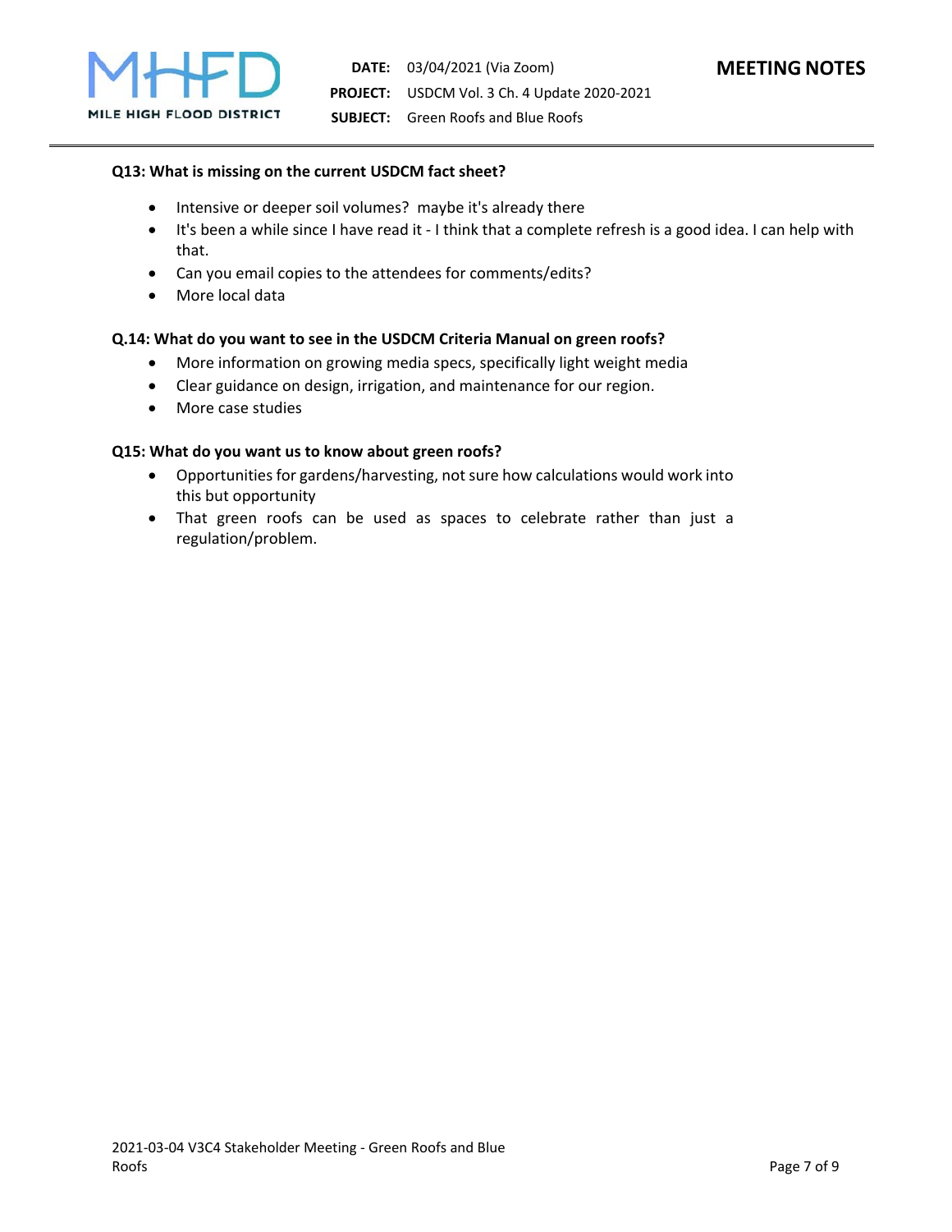**Q13: What is missing on the current USDCM fact sheet?**

- Intensive or deeper soil volumes?  maybe it's already there
- It's been a while since I have read it - I think that a complete refresh is a good idea. I can help with that.
- Can you email copies to the attendees for comments/edits?
- More local data

**Q.14: What do you want to see in the USDCM Criteria Manual on green roofs?**

- More information on growing media specs, specifically light weight media
- Clear guidance on design, irrigation, and maintenance for our region.
- More case studies

**Q15: What do you want us to know about green roofs?**

- Opportunities for gardens/harvesting, not sure how calculations would work into this but opportunity
- That green roofs can be used as spaces to celebrate rather than just a regulation/problem.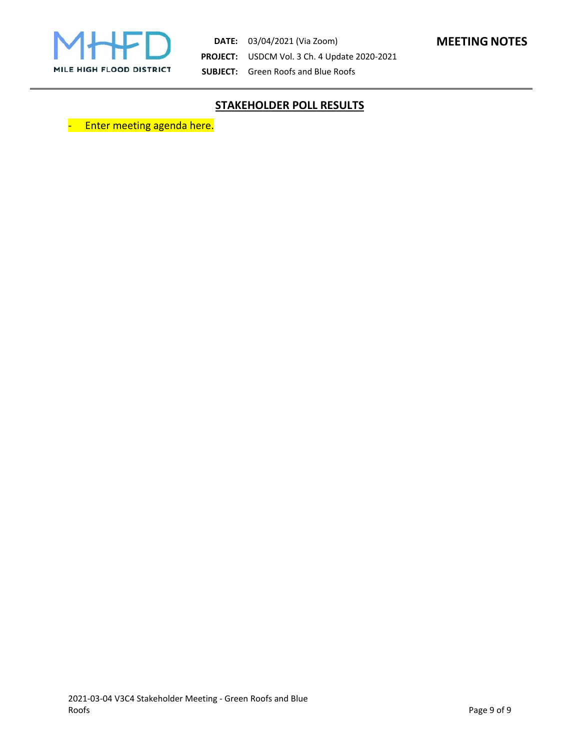**DATE:** 03/04/2021 (Via Zoom)
**PROJECT:** USDCM Vol. 3 Ch. 4 Update 2020-2021
**SUBJECT:** Green Roofs and Blue Roofs

**MEETING NOTES**

## STAKEHOLDER POLL RESULTS

- Enter meeting agenda here.